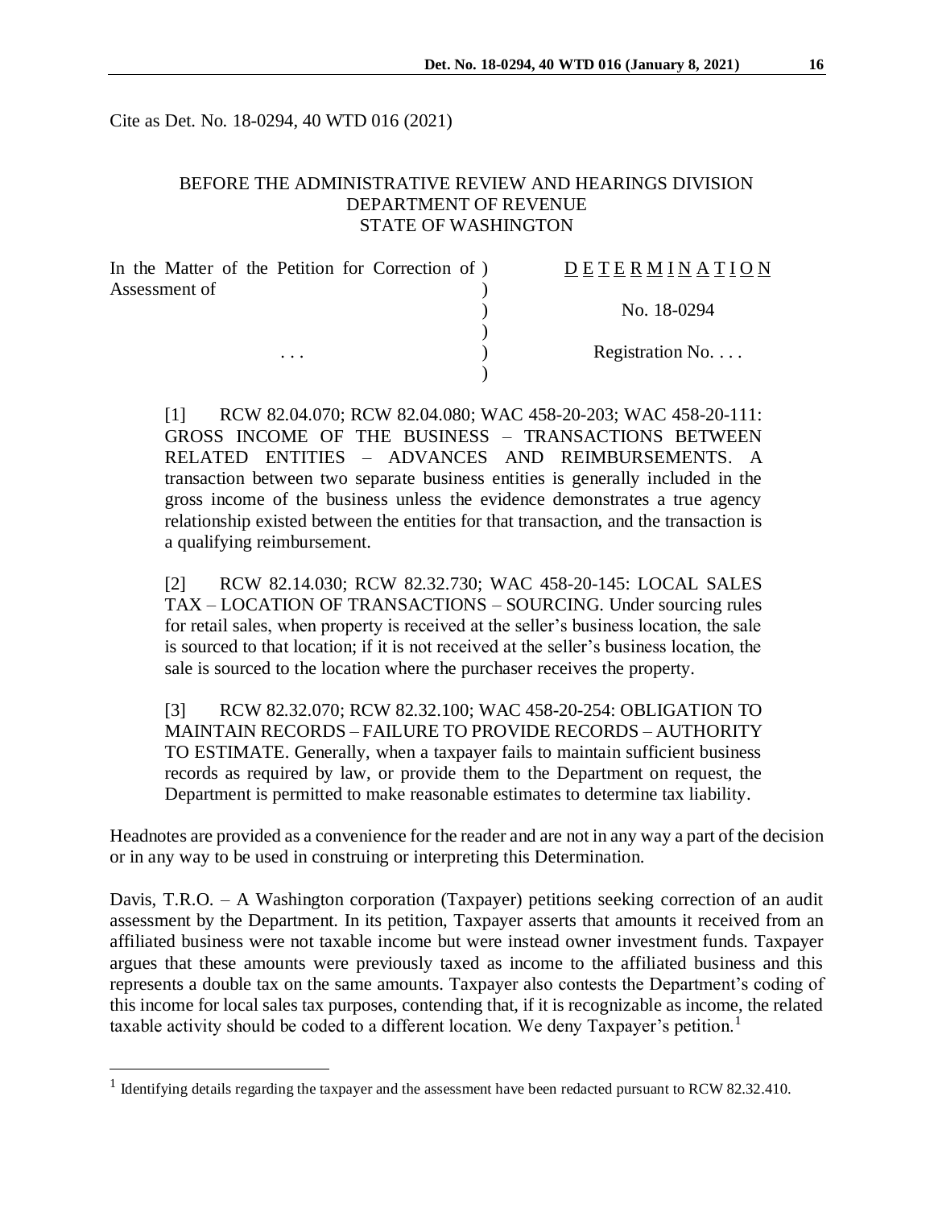Cite as Det. No. 18-0294, 40 WTD 016 (2021)

BEFORE THE ADMINISTRATIVE REVIEW AND HEARINGS DIVISION
DEPARTMENT OF REVENUE
STATE OF WASHINGTON

| | | |
|---|---|---|
| In the Matter of the Petition for Correction of Assessment of | ) | **D E T E R M I N A T I O N** |
| | ) | No. 18-0294 |
| . . . | ) | Registration No. . . . |

[1] RCW 82.04.070; RCW 82.04.080; WAC 458-20-203; WAC 458-20-111: GROSS INCOME OF THE BUSINESS – TRANSACTIONS BETWEEN RELATED ENTITIES – ADVANCES AND REIMBURSEMENTS. A transaction between two separate business entities is generally included in the gross income of the business unless the evidence demonstrates a true agency relationship existed between the entities for that transaction, and the transaction is a qualifying reimbursement.

[2] RCW 82.14.030; RCW 82.32.730; WAC 458-20-145: LOCAL SALES TAX – LOCATION OF TRANSACTIONS – SOURCING. Under sourcing rules for retail sales, when property is received at the seller's business location, the sale is sourced to that location; if it is not received at the seller's business location, the sale is sourced to the location where the purchaser receives the property.

[3] RCW 82.32.070; RCW 82.32.100; WAC 458-20-254: OBLIGATION TO MAINTAIN RECORDS – FAILURE TO PROVIDE RECORDS – AUTHORITY TO ESTIMATE. Generally, when a taxpayer fails to maintain sufficient business records as required by law, or provide them to the Department on request, the Department is permitted to make reasonable estimates to determine tax liability.

Headnotes are provided as a convenience for the reader and are not in any way a part of the decision or in any way to be used in construing or interpreting this Determination.

Davis, T.R.O. – A Washington corporation (Taxpayer) petitions seeking correction of an audit assessment by the Department. In its petition, Taxpayer asserts that amounts it received from an affiliated business were not taxable income but were instead owner investment funds. Taxpayer argues that these amounts were previously taxed as income to the affiliated business and this represents a double tax on the same amounts. Taxpayer also contests the Department's coding of this income for local sales tax purposes, contending that, if it is recognizable as income, the related taxable activity should be coded to a different location. We deny Taxpayer's petition.[1]

[1] Identifying details regarding the taxpayer and the assessment have been redacted pursuant to RCW 82.32.410.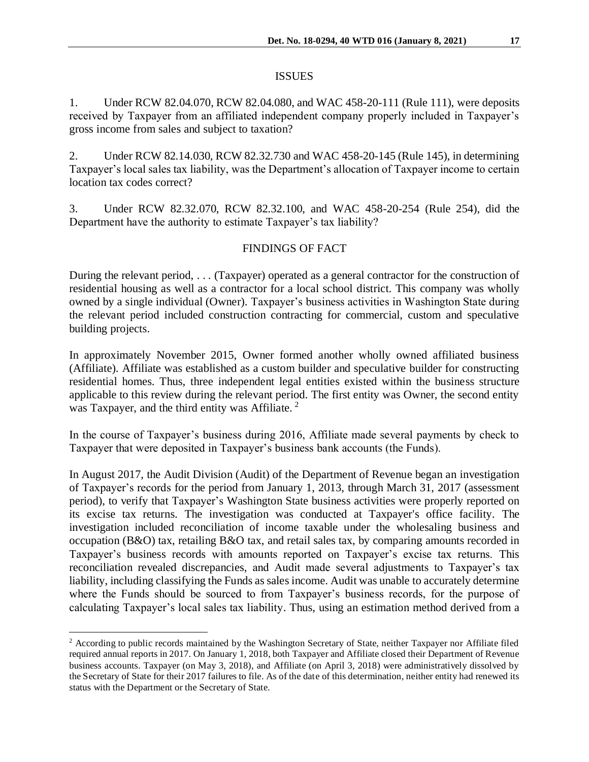## ISSUES

1. Under RCW 82.04.070, RCW 82.04.080, and WAC 458-20-111 (Rule 111), were deposits received by Taxpayer from an affiliated independent company properly included in Taxpayer's gross income from sales and subject to taxation?

2. Under RCW 82.14.030, RCW 82.32.730 and WAC 458-20-145 (Rule 145), in determining Taxpayer's local sales tax liability, was the Department's allocation of Taxpayer income to certain location tax codes correct?

3. Under RCW 82.32.070, RCW 82.32.100, and WAC 458-20-254 (Rule 254), did the Department have the authority to estimate Taxpayer's tax liability?

## FINDINGS OF FACT

During the relevant period, . . . (Taxpayer) operated as a general contractor for the construction of residential housing as well as a contractor for a local school district. This company was wholly owned by a single individual (Owner). Taxpayer's business activities in Washington State during the relevant period included construction contracting for commercial, custom and speculative building projects.

In approximately November 2015, Owner formed another wholly owned affiliated business (Affiliate). Affiliate was established as a custom builder and speculative builder for constructing residential homes. Thus, three independent legal entities existed within the business structure applicable to this review during the relevant period. The first entity was Owner, the second entity was Taxpayer, and the third entity was Affiliate. [2]

In the course of Taxpayer's business during 2016, Affiliate made several payments by check to Taxpayer that were deposited in Taxpayer's business bank accounts (the Funds).

In August 2017, the Audit Division (Audit) of the Department of Revenue began an investigation of Taxpayer's records for the period from January 1, 2013, through March 31, 2017 (assessment period), to verify that Taxpayer's Washington State business activities were properly reported on its excise tax returns. The investigation was conducted at Taxpayer's office facility. The investigation included reconciliation of income taxable under the wholesaling business and occupation (B&O) tax, retailing B&O tax, and retail sales tax, by comparing amounts recorded in Taxpayer's business records with amounts reported on Taxpayer's excise tax returns. This reconciliation revealed discrepancies, and Audit made several adjustments to Taxpayer's tax liability, including classifying the Funds as sales income. Audit was unable to accurately determine where the Funds should be sourced to from Taxpayer's business records, for the purpose of calculating Taxpayer's local sales tax liability. Thus, using an estimation method derived from a

---

[2] According to public records maintained by the Washington Secretary of State, neither Taxpayer nor Affiliate filed required annual reports in 2017. On January 1, 2018, both Taxpayer and Affiliate closed their Department of Revenue business accounts. Taxpayer (on May 3, 2018), and Affiliate (on April 3, 2018) were administratively dissolved by the Secretary of State for their 2017 failures to file. As of the date of this determination, neither entity had renewed its status with the Department or the Secretary of State.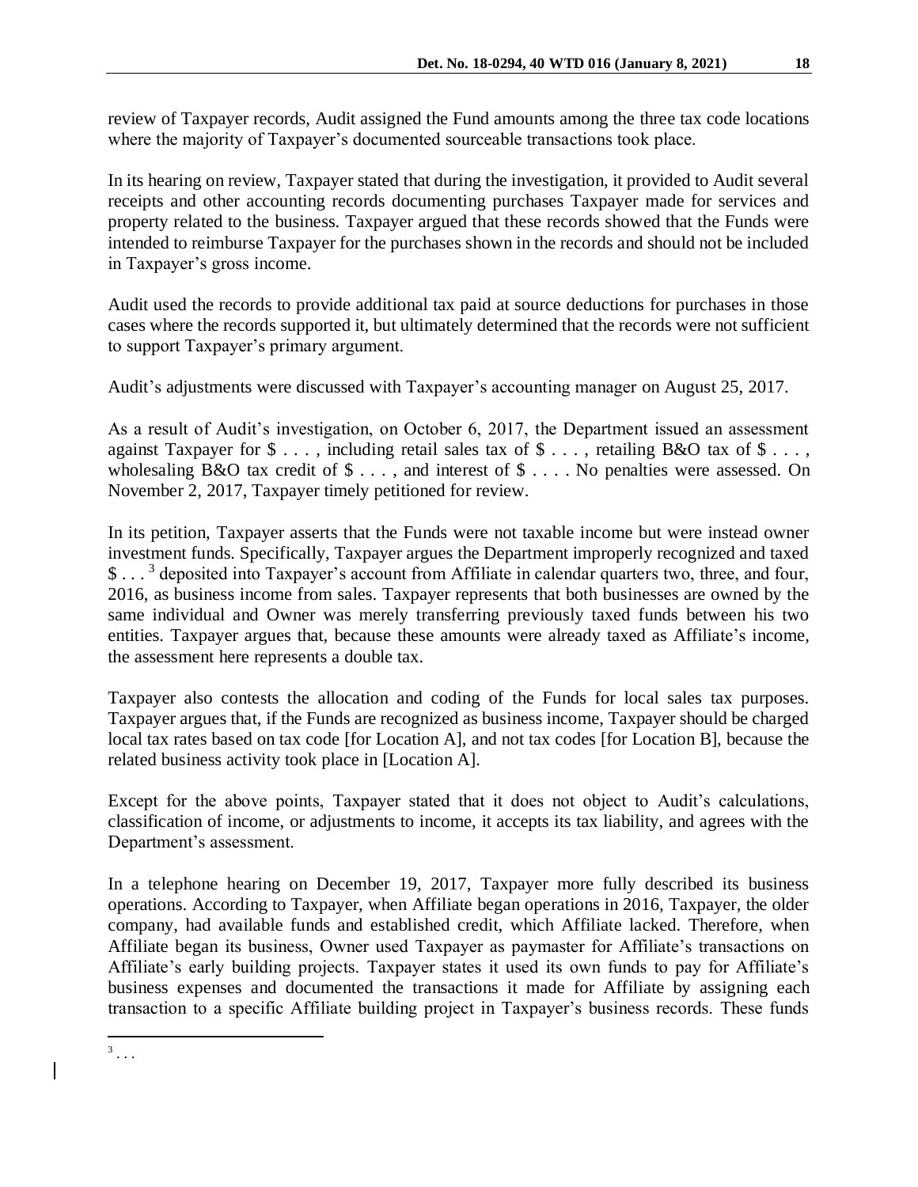review of Taxpayer records, Audit assigned the Fund amounts among the three tax code locations where the majority of Taxpayer's documented sourceable transactions took place.

In its hearing on review, Taxpayer stated that during the investigation, it provided to Audit several receipts and other accounting records documenting purchases Taxpayer made for services and property related to the business. Taxpayer argued that these records showed that the Funds were intended to reimburse Taxpayer for the purchases shown in the records and should not be included in Taxpayer's gross income.

Audit used the records to provide additional tax paid at source deductions for purchases in those cases where the records supported it, but ultimately determined that the records were not sufficient to support Taxpayer's primary argument.

Audit's adjustments were discussed with Taxpayer's accounting manager on August 25, 2017.

As a result of Audit's investigation, on October 6, 2017, the Department issued an assessment against Taxpayer for $ . . . , including retail sales tax of $ . . . , retailing B&O tax of $ . . . , wholesaling B&O tax credit of $ . . . , and interest of $ . . . . No penalties were assessed. On November 2, 2017, Taxpayer timely petitioned for review.

In its petition, Taxpayer asserts that the Funds were not taxable income but were instead owner investment funds. Specifically, Taxpayer argues the Department improperly recognized and taxed $ . . . [3] deposited into Taxpayer's account from Affiliate in calendar quarters two, three, and four, 2016, as business income from sales. Taxpayer represents that both businesses are owned by the same individual and Owner was merely transferring previously taxed funds between his two entities. Taxpayer argues that, because these amounts were already taxed as Affiliate's income, the assessment here represents a double tax.

Taxpayer also contests the allocation and coding of the Funds for local sales tax purposes. Taxpayer argues that, if the Funds are recognized as business income, Taxpayer should be charged local tax rates based on tax code [for Location A], and not tax codes [for Location B], because the related business activity took place in [Location A].

Except for the above points, Taxpayer stated that it does not object to Audit's calculations, classification of income, or adjustments to income, it accepts its tax liability, and agrees with the Department's assessment.

In a telephone hearing on December 19, 2017, Taxpayer more fully described its business operations. According to Taxpayer, when Affiliate began operations in 2016, Taxpayer, the older company, had available funds and established credit, which Affiliate lacked. Therefore, when Affiliate began its business, Owner used Taxpayer as paymaster for Affiliate's transactions on Affiliate's early building projects. Taxpayer states it used its own funds to pay for Affiliate's business expenses and documented the transactions it made for Affiliate by assigning each transaction to a specific Affiliate building project in Taxpayer's business records. These funds

[3] . . .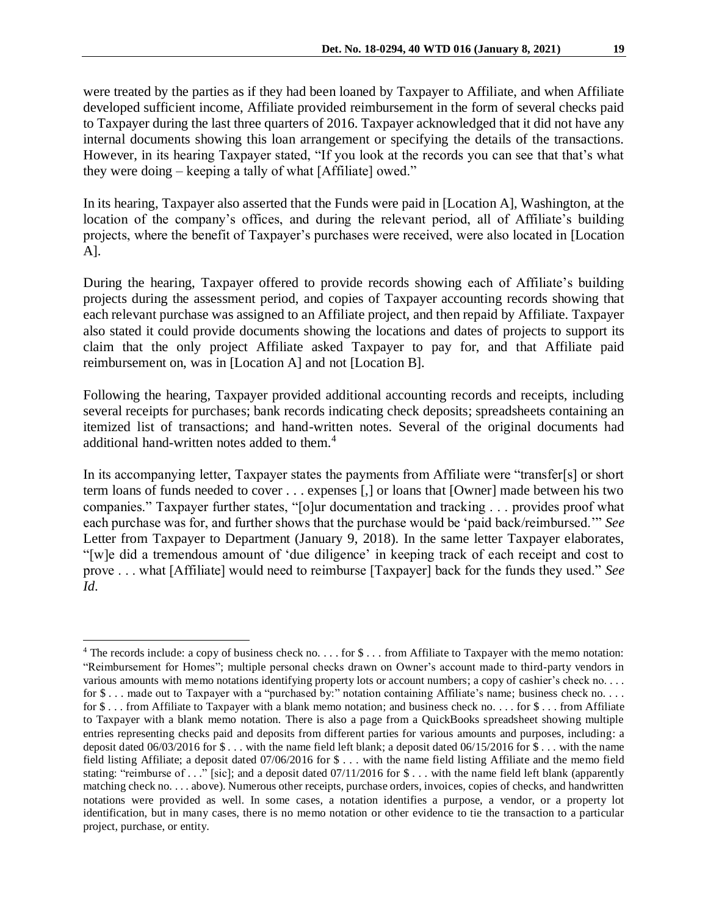were treated by the parties as if they had been loaned by Taxpayer to Affiliate, and when Affiliate developed sufficient income, Affiliate provided reimbursement in the form of several checks paid to Taxpayer during the last three quarters of 2016. Taxpayer acknowledged that it did not have any internal documents showing this loan arrangement or specifying the details of the transactions. However, in its hearing Taxpayer stated, "If you look at the records you can see that that's what they were doing – keeping a tally of what [Affiliate] owed."

In its hearing, Taxpayer also asserted that the Funds were paid in [Location A], Washington, at the location of the company's offices, and during the relevant period, all of Affiliate's building projects, where the benefit of Taxpayer's purchases were received, were also located in [Location A].

During the hearing, Taxpayer offered to provide records showing each of Affiliate's building projects during the assessment period, and copies of Taxpayer accounting records showing that each relevant purchase was assigned to an Affiliate project, and then repaid by Affiliate. Taxpayer also stated it could provide documents showing the locations and dates of projects to support its claim that the only project Affiliate asked Taxpayer to pay for, and that Affiliate paid reimbursement on, was in [Location A] and not [Location B].

Following the hearing, Taxpayer provided additional accounting records and receipts, including several receipts for purchases; bank records indicating check deposits; spreadsheets containing an itemized list of transactions; and hand-written notes. Several of the original documents had additional hand-written notes added to them.[4]

In its accompanying letter, Taxpayer states the payments from Affiliate were "transfer[s] or short term loans of funds needed to cover . . . expenses [,] or loans that [Owner] made between his two companies." Taxpayer further states, "[o]ur documentation and tracking . . . provides proof what each purchase was for, and further shows that the purchase would be 'paid back/reimbursed.'" *See* Letter from Taxpayer to Department (January 9, 2018). In the same letter Taxpayer elaborates, "[w]e did a tremendous amount of 'due diligence' in keeping track of each receipt and cost to prove . . . what [Affiliate] would need to reimburse [Taxpayer] back for the funds they used." *See Id.*

---

[4] The records include: a copy of business check no. . . . for $ . . . from Affiliate to Taxpayer with the memo notation: "Reimbursement for Homes"; multiple personal checks drawn on Owner's account made to third-party vendors in various amounts with memo notations identifying property lots or account numbers; a copy of cashier's check no. . . . for $ . . . made out to Taxpayer with a "purchased by:" notation containing Affiliate's name; business check no. . . . for $ . . . from Affiliate to Taxpayer with a blank memo notation; and business check no. . . . for $ . . . from Affiliate to Taxpayer with a blank memo notation. There is also a page from a QuickBooks spreadsheet showing multiple entries representing checks paid and deposits from different parties for various amounts and purposes, including: a deposit dated 06/03/2016 for $ . . . with the name field left blank; a deposit dated 06/15/2016 for $ . . . with the name field listing Affiliate; a deposit dated 07/06/2016 for $ . . . with the name field listing Affiliate and the memo field stating: "reimburse of . . ." [sic]; and a deposit dated 07/11/2016 for $ . . . with the name field left blank (apparently matching check no. . . . above). Numerous other receipts, purchase orders, invoices, copies of checks, and handwritten notations were provided as well. In some cases, a notation identifies a purpose, a vendor, or a property lot identification, but in many cases, there is no memo notation or other evidence to tie the transaction to a particular project, purchase, or entity.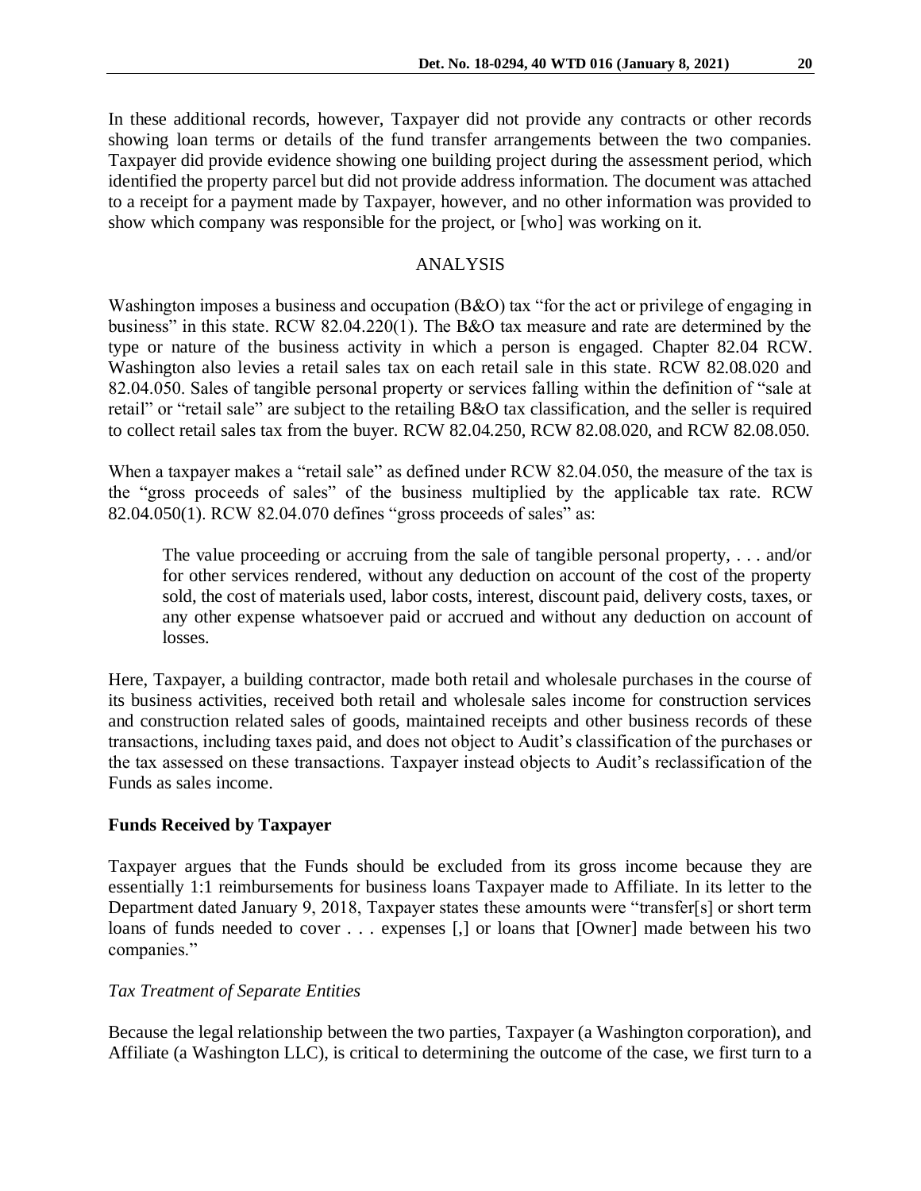In these additional records, however, Taxpayer did not provide any contracts or other records showing loan terms or details of the fund transfer arrangements between the two companies. Taxpayer did provide evidence showing one building project during the assessment period, which identified the property parcel but did not provide address information. The document was attached to a receipt for a payment made by Taxpayer, however, and no other information was provided to show which company was responsible for the project, or [who] was working on it.

## ANALYSIS

Washington imposes a business and occupation (B&O) tax "for the act or privilege of engaging in business" in this state. RCW 82.04.220(1). The B&O tax measure and rate are determined by the type or nature of the business activity in which a person is engaged. Chapter 82.04 RCW. Washington also levies a retail sales tax on each retail sale in this state. RCW 82.08.020 and 82.04.050. Sales of tangible personal property or services falling within the definition of "sale at retail" or "retail sale" are subject to the retailing B&O tax classification, and the seller is required to collect retail sales tax from the buyer. RCW 82.04.250, RCW 82.08.020, and RCW 82.08.050.

When a taxpayer makes a "retail sale" as defined under RCW 82.04.050, the measure of the tax is the "gross proceeds of sales" of the business multiplied by the applicable tax rate. RCW 82.04.050(1). RCW 82.04.070 defines "gross proceeds of sales" as:

> The value proceeding or accruing from the sale of tangible personal property, . . . and/or for other services rendered, without any deduction on account of the cost of the property sold, the cost of materials used, labor costs, interest, discount paid, delivery costs, taxes, or any other expense whatsoever paid or accrued and without any deduction on account of losses.

Here, Taxpayer, a building contractor, made both retail and wholesale purchases in the course of its business activities, received both retail and wholesale sales income for construction services and construction related sales of goods, maintained receipts and other business records of these transactions, including taxes paid, and does not object to Audit's classification of the purchases or the tax assessed on these transactions. Taxpayer instead objects to Audit's reclassification of the Funds as sales income.

**Funds Received by Taxpayer**

Taxpayer argues that the Funds should be excluded from its gross income because they are essentially 1:1 reimbursements for business loans Taxpayer made to Affiliate. In its letter to the Department dated January 9, 2018, Taxpayer states these amounts were "transfer[s] or short term loans of funds needed to cover . . . expenses [,] or loans that [Owner] made between his two companies."

*Tax Treatment of Separate Entities*

Because the legal relationship between the two parties, Taxpayer (a Washington corporation), and Affiliate (a Washington LLC), is critical to determining the outcome of the case, we first turn to a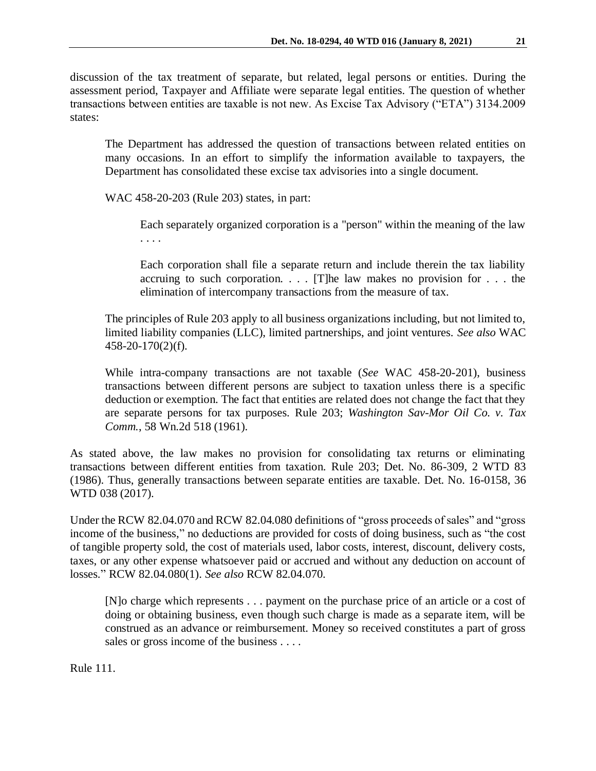discussion of the tax treatment of separate, but related, legal persons or entities. During the assessment period, Taxpayer and Affiliate were separate legal entities. The question of whether transactions between entities are taxable is not new. As Excise Tax Advisory ("ETA") 3134.2009 states:

> The Department has addressed the question of transactions between related entities on many occasions. In an effort to simplify the information available to taxpayers, the Department has consolidated these excise tax advisories into a single document.
>
> WAC 458-20-203 (Rule 203) states, in part:
>
>> Each separately organized corporation is a "person" within the meaning of the law . . . .
>>
>> Each corporation shall file a separate return and include therein the tax liability accruing to such corporation. . . . [T]he law makes no provision for . . . the elimination of intercompany transactions from the measure of tax.
>
> The principles of Rule 203 apply to all business organizations including, but not limited to, limited liability companies (LLC), limited partnerships, and joint ventures. *See also* WAC 458-20-170(2)(f).
>
> While intra-company transactions are not taxable (*See* WAC 458-20-201), business transactions between different persons are subject to taxation unless there is a specific deduction or exemption. The fact that entities are related does not change the fact that they are separate persons for tax purposes. Rule 203; *Washington Sav-Mor Oil Co. v. Tax Comm.*, 58 Wn.2d 518 (1961).

As stated above, the law makes no provision for consolidating tax returns or eliminating transactions between different entities from taxation. Rule 203; Det. No. 86-309, 2 WTD 83 (1986). Thus, generally transactions between separate entities are taxable. Det. No. 16-0158, 36 WTD 038 (2017).

Under the RCW 82.04.070 and RCW 82.04.080 definitions of "gross proceeds of sales" and "gross income of the business," no deductions are provided for costs of doing business, such as "the cost of tangible property sold, the cost of materials used, labor costs, interest, discount, delivery costs, taxes, or any other expense whatsoever paid or accrued and without any deduction on account of losses." RCW 82.04.080(1). *See also* RCW 82.04.070.

> [N]o charge which represents . . . payment on the purchase price of an article or a cost of doing or obtaining business, even though such charge is made as a separate item, will be construed as an advance or reimbursement. Money so received constitutes a part of gross sales or gross income of the business . . . .

Rule 111.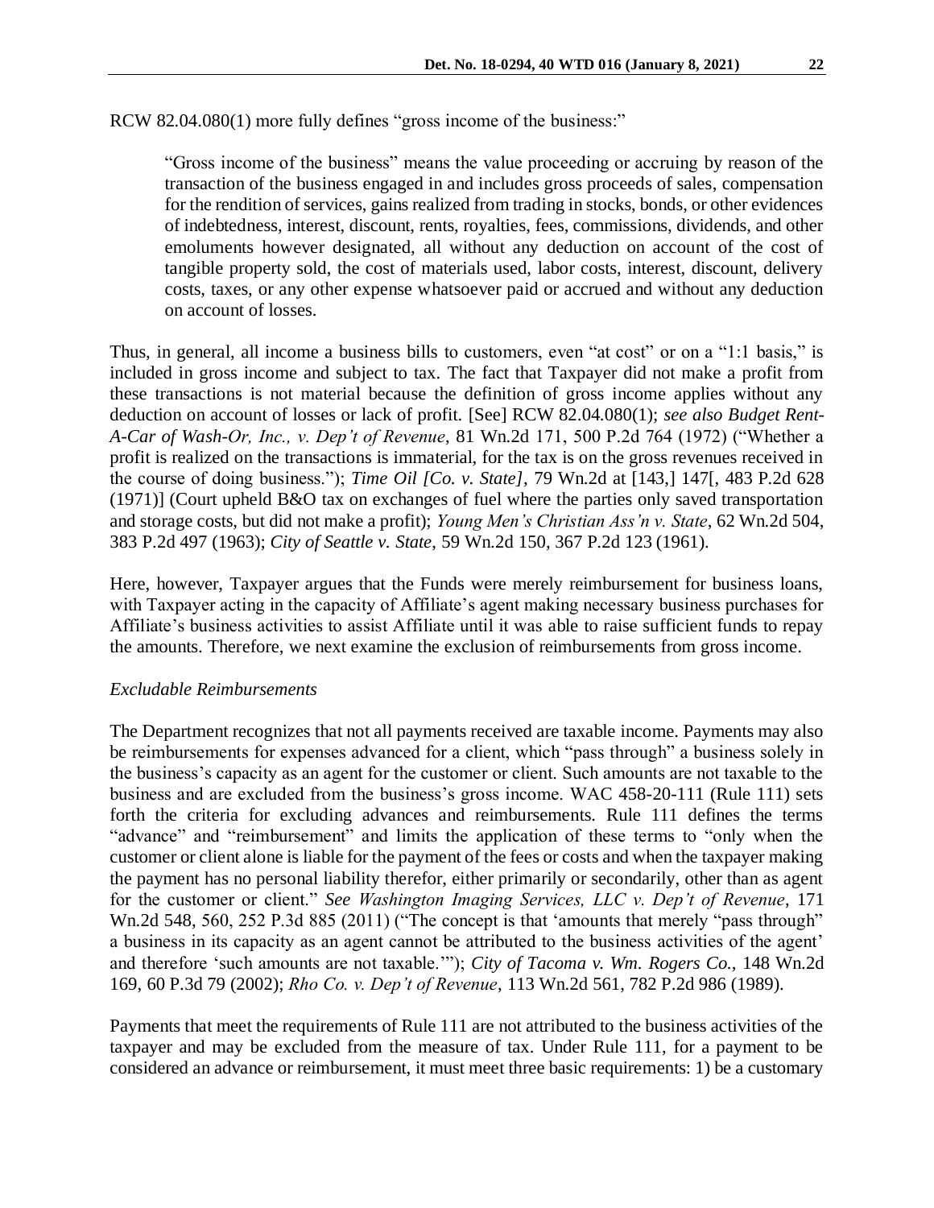RCW 82.04.080(1) more fully defines "gross income of the business:"

> "Gross income of the business" means the value proceeding or accruing by reason of the transaction of the business engaged in and includes gross proceeds of sales, compensation for the rendition of services, gains realized from trading in stocks, bonds, or other evidences of indebtedness, interest, discount, rents, royalties, fees, commissions, dividends, and other emoluments however designated, all without any deduction on account of the cost of tangible property sold, the cost of materials used, labor costs, interest, discount, delivery costs, taxes, or any other expense whatsoever paid or accrued and without any deduction on account of losses.

Thus, in general, all income a business bills to customers, even "at cost" or on a "1:1 basis," is included in gross income and subject to tax. The fact that Taxpayer did not make a profit from these transactions is not material because the definition of gross income applies without any deduction on account of losses or lack of profit. [See] RCW 82.04.080(1); *see also Budget Rent-A-Car of Wash-Or, Inc., v. Dep't of Revenue*, 81 Wn.2d 171, 500 P.2d 764 (1972) ("Whether a profit is realized on the transactions is immaterial, for the tax is on the gross revenues received in the course of doing business."); *Time Oil [Co. v. State]*, 79 Wn.2d at [143,] 147[, 483 P.2d 628 (1971)] (Court upheld B&O tax on exchanges of fuel where the parties only saved transportation and storage costs, but did not make a profit); *Young Men's Christian Ass'n v. State*, 62 Wn.2d 504, 383 P.2d 497 (1963); *City of Seattle v. State*, 59 Wn.2d 150, 367 P.2d 123 (1961).

Here, however, Taxpayer argues that the Funds were merely reimbursement for business loans, with Taxpayer acting in the capacity of Affiliate's agent making necessary business purchases for Affiliate's business activities to assist Affiliate until it was able to raise sufficient funds to repay the amounts. Therefore, we next examine the exclusion of reimbursements from gross income.

*Excludable Reimbursements*

The Department recognizes that not all payments received are taxable income. Payments may also be reimbursements for expenses advanced for a client, which "pass through" a business solely in the business's capacity as an agent for the customer or client. Such amounts are not taxable to the business and are excluded from the business's gross income. WAC 458-20-111 (Rule 111) sets forth the criteria for excluding advances and reimbursements. Rule 111 defines the terms "advance" and "reimbursement" and limits the application of these terms to "only when the customer or client alone is liable for the payment of the fees or costs and when the taxpayer making the payment has no personal liability therefor, either primarily or secondarily, other than as agent for the customer or client." *See Washington Imaging Services, LLC v. Dep't of Revenue*, 171 Wn.2d 548, 560, 252 P.3d 885 (2011) ("The concept is that 'amounts that merely "pass through" a business in its capacity as an agent cannot be attributed to the business activities of the agent' and therefore 'such amounts are not taxable.'"); *City of Tacoma v. Wm. Rogers Co.*, 148 Wn.2d 169, 60 P.3d 79 (2002); *Rho Co. v. Dep't of Revenue*, 113 Wn.2d 561, 782 P.2d 986 (1989).

Payments that meet the requirements of Rule 111 are not attributed to the business activities of the taxpayer and may be excluded from the measure of tax. Under Rule 111, for a payment to be considered an advance or reimbursement, it must meet three basic requirements: 1) be a customary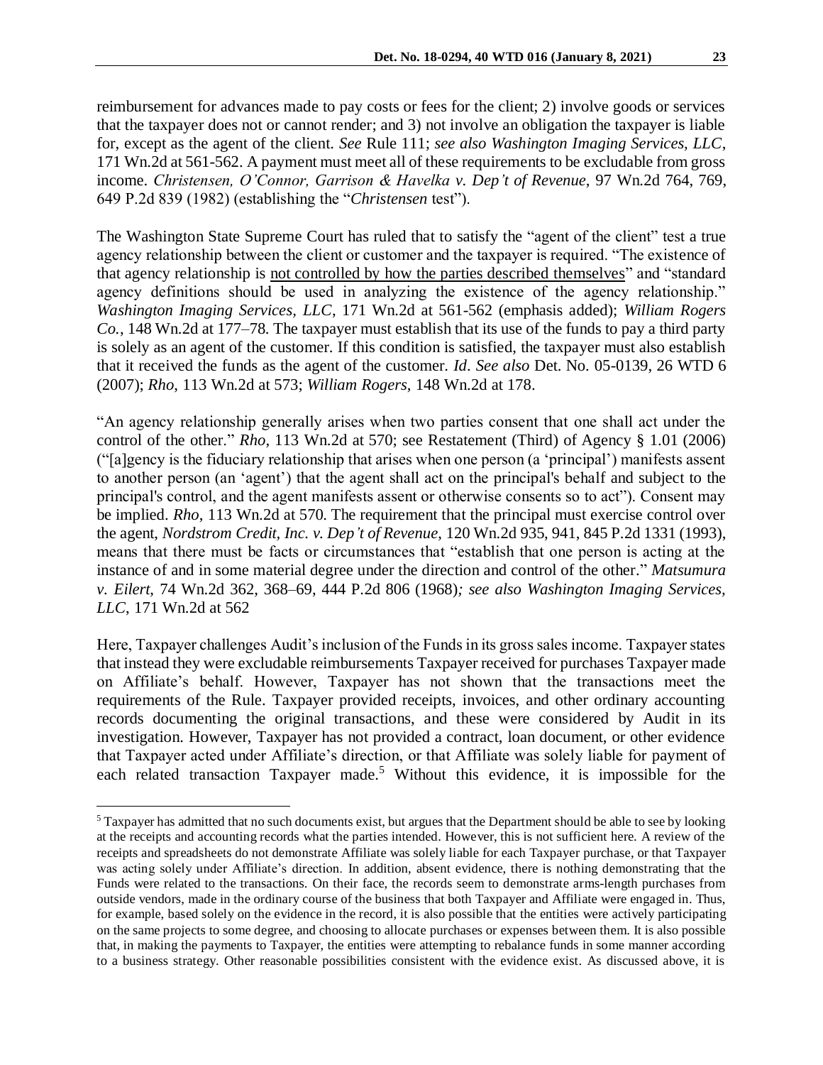reimbursement for advances made to pay costs or fees for the client; 2) involve goods or services that the taxpayer does not or cannot render; and 3) not involve an obligation the taxpayer is liable for, except as the agent of the client. *See* Rule 111; *see also Washington Imaging Services, LLC*, 171 Wn.2d at 561-562. A payment must meet all of these requirements to be excludable from gross income. *Christensen, O'Connor, Garrison & Havelka v. Dep't of Revenue*, 97 Wn.2d 764, 769, 649 P.2d 839 (1982) (establishing the "*Christensen* test").

The Washington State Supreme Court has ruled that to satisfy the "agent of the client" test a true agency relationship between the client or customer and the taxpayer is required. "The existence of that agency relationship is <u>not controlled by how the parties described themselves</u>" and "standard agency definitions should be used in analyzing the existence of the agency relationship." *Washington Imaging Services, LLC*, 171 Wn.2d at 561-562 (emphasis added); *William Rogers Co.*, 148 Wn.2d at 177–78. The taxpayer must establish that its use of the funds to pay a third party is solely as an agent of the customer. If this condition is satisfied, the taxpayer must also establish that it received the funds as the agent of the customer. *Id*. *See also* Det. No. 05-0139, 26 WTD 6 (2007); *Rho*, 113 Wn.2d at 573; *William Rogers*, 148 Wn.2d at 178.

"An agency relationship generally arises when two parties consent that one shall act under the control of the other." *Rho*, 113 Wn.2d at 570; see Restatement (Third) of Agency § 1.01 (2006) ("[a]gency is the fiduciary relationship that arises when one person (a 'principal') manifests assent to another person (an 'agent') that the agent shall act on the principal's behalf and subject to the principal's control, and the agent manifests assent or otherwise consents so to act"). Consent may be implied. *Rho*, 113 Wn.2d at 570. The requirement that the principal must exercise control over the agent, *Nordstrom Credit, Inc. v. Dep't of Revenue*, 120 Wn.2d 935, 941, 845 P.2d 1331 (1993), means that there must be facts or circumstances that "establish that one person is acting at the instance of and in some material degree under the direction and control of the other." *Matsumura v. Eilert*, 74 Wn.2d 362, 368–69, 444 P.2d 806 (1968)*; see also Washington Imaging Services, LLC*, 171 Wn.2d at 562

Here, Taxpayer challenges Audit's inclusion of the Funds in its gross sales income. Taxpayer states that instead they were excludable reimbursements Taxpayer received for purchases Taxpayer made on Affiliate's behalf. However, Taxpayer has not shown that the transactions meet the requirements of the Rule. Taxpayer provided receipts, invoices, and other ordinary accounting records documenting the original transactions, and these were considered by Audit in its investigation. However, Taxpayer has not provided a contract, loan document, or other evidence that Taxpayer acted under Affiliate's direction, or that Affiliate was solely liable for payment of each related transaction Taxpayer made.[5] Without this evidence, it is impossible for the

---

[5] Taxpayer has admitted that no such documents exist, but argues that the Department should be able to see by looking at the receipts and accounting records what the parties intended. However, this is not sufficient here. A review of the receipts and spreadsheets do not demonstrate Affiliate was solely liable for each Taxpayer purchase, or that Taxpayer was acting solely under Affiliate's direction. In addition, absent evidence, there is nothing demonstrating that the Funds were related to the transactions. On their face, the records seem to demonstrate arms-length purchases from outside vendors, made in the ordinary course of the business that both Taxpayer and Affiliate were engaged in. Thus, for example, based solely on the evidence in the record, it is also possible that the entities were actively participating on the same projects to some degree, and choosing to allocate purchases or expenses between them. It is also possible that, in making the payments to Taxpayer, the entities were attempting to rebalance funds in some manner according to a business strategy. Other reasonable possibilities consistent with the evidence exist. As discussed above, it is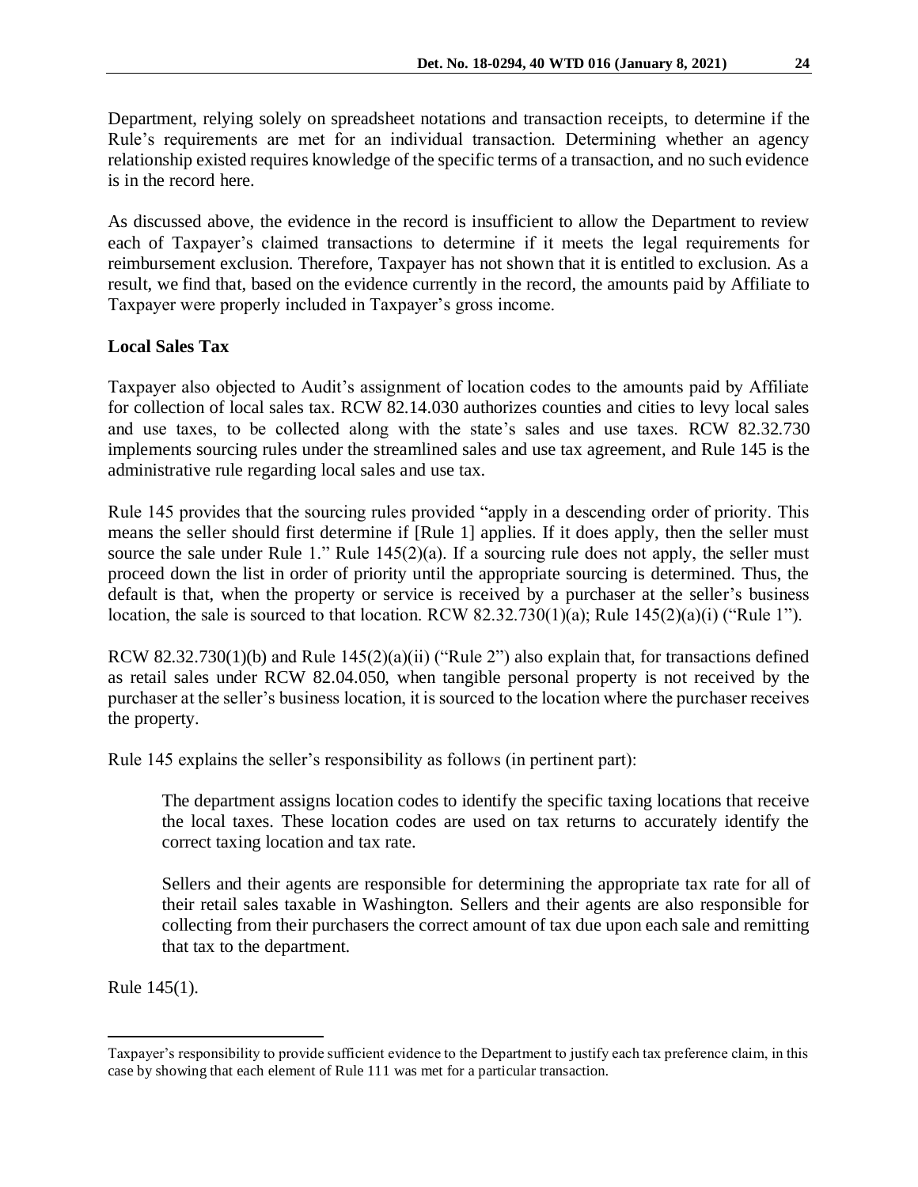Department, relying solely on spreadsheet notations and transaction receipts, to determine if the Rule's requirements are met for an individual transaction. Determining whether an agency relationship existed requires knowledge of the specific terms of a transaction, and no such evidence is in the record here.

As discussed above, the evidence in the record is insufficient to allow the Department to review each of Taxpayer's claimed transactions to determine if it meets the legal requirements for reimbursement exclusion. Therefore, Taxpayer has not shown that it is entitled to exclusion. As a result, we find that, based on the evidence currently in the record, the amounts paid by Affiliate to Taxpayer were properly included in Taxpayer's gross income.

**Local Sales Tax**

Taxpayer also objected to Audit's assignment of location codes to the amounts paid by Affiliate for collection of local sales tax. RCW 82.14.030 authorizes counties and cities to levy local sales and use taxes, to be collected along with the state's sales and use taxes. RCW 82.32.730 implements sourcing rules under the streamlined sales and use tax agreement, and Rule 145 is the administrative rule regarding local sales and use tax.

Rule 145 provides that the sourcing rules provided "apply in a descending order of priority. This means the seller should first determine if [Rule 1] applies. If it does apply, then the seller must source the sale under Rule 1." Rule 145(2)(a). If a sourcing rule does not apply, the seller must proceed down the list in order of priority until the appropriate sourcing is determined. Thus, the default is that, when the property or service is received by a purchaser at the seller's business location, the sale is sourced to that location. RCW 82.32.730(1)(a); Rule 145(2)(a)(i) ("Rule 1").

RCW 82.32.730(1)(b) and Rule 145(2)(a)(ii) ("Rule 2") also explain that, for transactions defined as retail sales under RCW 82.04.050, when tangible personal property is not received by the purchaser at the seller's business location, it is sourced to the location where the purchaser receives the property.

Rule 145 explains the seller's responsibility as follows (in pertinent part):

> The department assigns location codes to identify the specific taxing locations that receive the local taxes. These location codes are used on tax returns to accurately identify the correct taxing location and tax rate.
>
> Sellers and their agents are responsible for determining the appropriate tax rate for all of their retail sales taxable in Washington. Sellers and their agents are also responsible for collecting from their purchasers the correct amount of tax due upon each sale and remitting that tax to the department.

Rule 145(1).

---

Taxpayer's responsibility to provide sufficient evidence to the Department to justify each tax preference claim, in this case by showing that each element of Rule 111 was met for a particular transaction.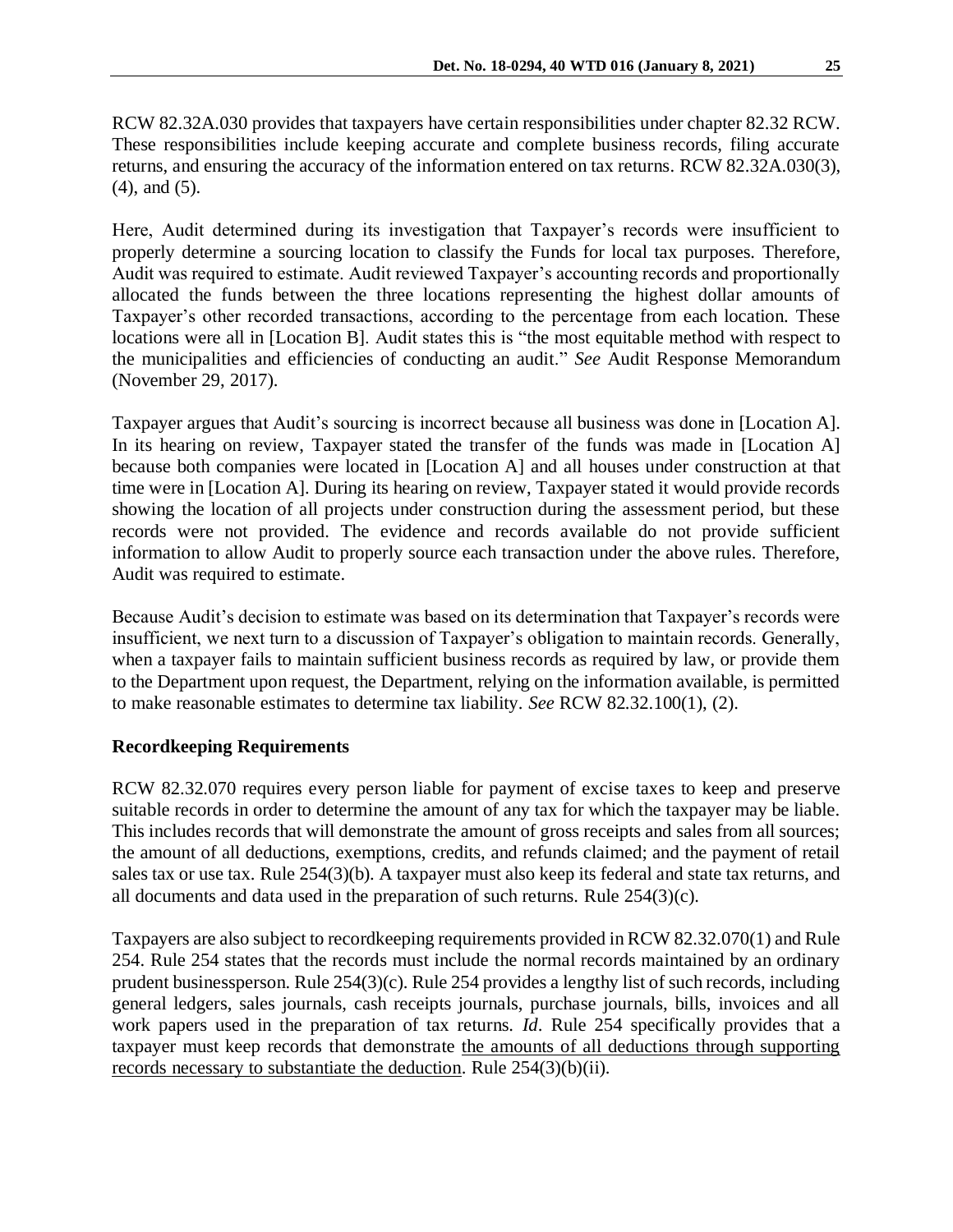RCW 82.32A.030 provides that taxpayers have certain responsibilities under chapter 82.32 RCW. These responsibilities include keeping accurate and complete business records, filing accurate returns, and ensuring the accuracy of the information entered on tax returns. RCW 82.32A.030(3), (4), and (5).

Here, Audit determined during its investigation that Taxpayer's records were insufficient to properly determine a sourcing location to classify the Funds for local tax purposes. Therefore, Audit was required to estimate. Audit reviewed Taxpayer's accounting records and proportionally allocated the funds between the three locations representing the highest dollar amounts of Taxpayer's other recorded transactions, according to the percentage from each location. These locations were all in [Location B]. Audit states this is "the most equitable method with respect to the municipalities and efficiencies of conducting an audit." *See* Audit Response Memorandum (November 29, 2017).

Taxpayer argues that Audit's sourcing is incorrect because all business was done in [Location A]. In its hearing on review, Taxpayer stated the transfer of the funds was made in [Location A] because both companies were located in [Location A] and all houses under construction at that time were in [Location A]. During its hearing on review, Taxpayer stated it would provide records showing the location of all projects under construction during the assessment period, but these records were not provided. The evidence and records available do not provide sufficient information to allow Audit to properly source each transaction under the above rules. Therefore, Audit was required to estimate.

Because Audit's decision to estimate was based on its determination that Taxpayer's records were insufficient, we next turn to a discussion of Taxpayer's obligation to maintain records. Generally, when a taxpayer fails to maintain sufficient business records as required by law, or provide them to the Department upon request, the Department, relying on the information available, is permitted to make reasonable estimates to determine tax liability. *See* RCW 82.32.100(1), (2).

**Recordkeeping Requirements**

RCW 82.32.070 requires every person liable for payment of excise taxes to keep and preserve suitable records in order to determine the amount of any tax for which the taxpayer may be liable. This includes records that will demonstrate the amount of gross receipts and sales from all sources; the amount of all deductions, exemptions, credits, and refunds claimed; and the payment of retail sales tax or use tax. Rule 254(3)(b). A taxpayer must also keep its federal and state tax returns, and all documents and data used in the preparation of such returns. Rule 254(3)(c).

Taxpayers are also subject to recordkeeping requirements provided in RCW 82.32.070(1) and Rule 254. Rule 254 states that the records must include the normal records maintained by an ordinary prudent businessperson. Rule 254(3)(c). Rule 254 provides a lengthy list of such records, including general ledgers, sales journals, cash receipts journals, purchase journals, bills, invoices and all work papers used in the preparation of tax returns. *Id*. Rule 254 specifically provides that a taxpayer must keep records that demonstrate <u>the amounts of all deductions through supporting records necessary to substantiate the deduction</u>. Rule 254(3)(b)(ii).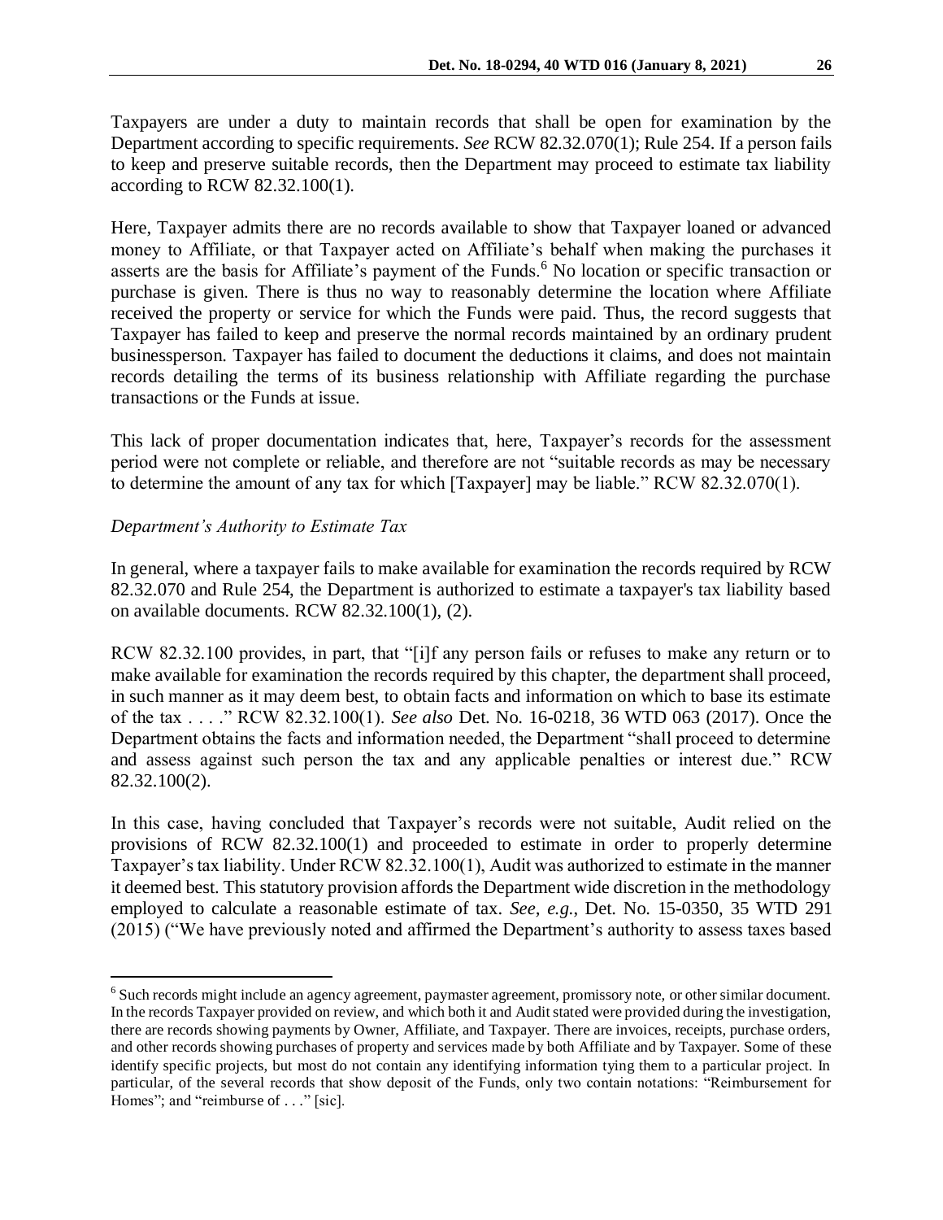Taxpayers are under a duty to maintain records that shall be open for examination by the Department according to specific requirements. *See* RCW 82.32.070(1); Rule 254. If a person fails to keep and preserve suitable records, then the Department may proceed to estimate tax liability according to RCW 82.32.100(1).

Here, Taxpayer admits there are no records available to show that Taxpayer loaned or advanced money to Affiliate, or that Taxpayer acted on Affiliate's behalf when making the purchases it asserts are the basis for Affiliate's payment of the Funds.[6] No location or specific transaction or purchase is given. There is thus no way to reasonably determine the location where Affiliate received the property or service for which the Funds were paid. Thus, the record suggests that Taxpayer has failed to keep and preserve the normal records maintained by an ordinary prudent businessperson. Taxpayer has failed to document the deductions it claims, and does not maintain records detailing the terms of its business relationship with Affiliate regarding the purchase transactions or the Funds at issue.

This lack of proper documentation indicates that, here, Taxpayer's records for the assessment period were not complete or reliable, and therefore are not "suitable records as may be necessary to determine the amount of any tax for which [Taxpayer] may be liable." RCW 82.32.070(1).

*Department's Authority to Estimate Tax*

In general, where a taxpayer fails to make available for examination the records required by RCW 82.32.070 and Rule 254, the Department is authorized to estimate a taxpayer's tax liability based on available documents. RCW 82.32.100(1), (2).

RCW 82.32.100 provides, in part, that "[i]f any person fails or refuses to make any return or to make available for examination the records required by this chapter, the department shall proceed, in such manner as it may deem best, to obtain facts and information on which to base its estimate of the tax . . . ." RCW 82.32.100(1). *See also* Det. No. 16-0218, 36 WTD 063 (2017). Once the Department obtains the facts and information needed, the Department "shall proceed to determine and assess against such person the tax and any applicable penalties or interest due." RCW 82.32.100(2).

In this case, having concluded that Taxpayer's records were not suitable, Audit relied on the provisions of RCW 82.32.100(1) and proceeded to estimate in order to properly determine Taxpayer's tax liability. Under RCW 82.32.100(1), Audit was authorized to estimate in the manner it deemed best. This statutory provision affords the Department wide discretion in the methodology employed to calculate a reasonable estimate of tax. *See, e.g.*, Det. No. 15-0350, 35 WTD 291 (2015) ("We have previously noted and affirmed the Department's authority to assess taxes based

---

[6] Such records might include an agency agreement, paymaster agreement, promissory note, or other similar document. In the records Taxpayer provided on review, and which both it and Audit stated were provided during the investigation, there are records showing payments by Owner, Affiliate, and Taxpayer. There are invoices, receipts, purchase orders, and other records showing purchases of property and services made by both Affiliate and by Taxpayer. Some of these identify specific projects, but most do not contain any identifying information tying them to a particular project. In particular, of the several records that show deposit of the Funds, only two contain notations: "Reimbursement for Homes"; and "reimburse of . . ." [sic].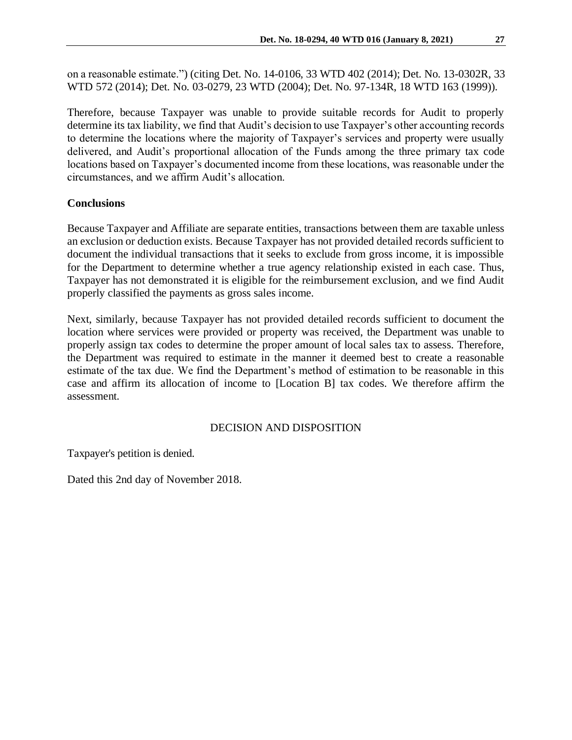on a reasonable estimate.") (citing Det. No. 14-0106, 33 WTD 402 (2014); Det. No. 13-0302R, 33 WTD 572 (2014); Det. No. 03-0279, 23 WTD (2004); Det. No. 97-134R, 18 WTD 163 (1999)).

Therefore, because Taxpayer was unable to provide suitable records for Audit to properly determine its tax liability, we find that Audit's decision to use Taxpayer's other accounting records to determine the locations where the majority of Taxpayer's services and property were usually delivered, and Audit's proportional allocation of the Funds among the three primary tax code locations based on Taxpayer's documented income from these locations, was reasonable under the circumstances, and we affirm Audit's allocation.

**Conclusions**

Because Taxpayer and Affiliate are separate entities, transactions between them are taxable unless an exclusion or deduction exists. Because Taxpayer has not provided detailed records sufficient to document the individual transactions that it seeks to exclude from gross income, it is impossible for the Department to determine whether a true agency relationship existed in each case. Thus, Taxpayer has not demonstrated it is eligible for the reimbursement exclusion, and we find Audit properly classified the payments as gross sales income.

Next, similarly, because Taxpayer has not provided detailed records sufficient to document the location where services were provided or property was received, the Department was unable to properly assign tax codes to determine the proper amount of local sales tax to assess. Therefore, the Department was required to estimate in the manner it deemed best to create a reasonable estimate of the tax due. We find the Department's method of estimation to be reasonable in this case and affirm its allocation of income to [Location B] tax codes. We therefore affirm the assessment.

DECISION AND DISPOSITION

Taxpayer's petition is denied.

Dated this 2nd day of November 2018.